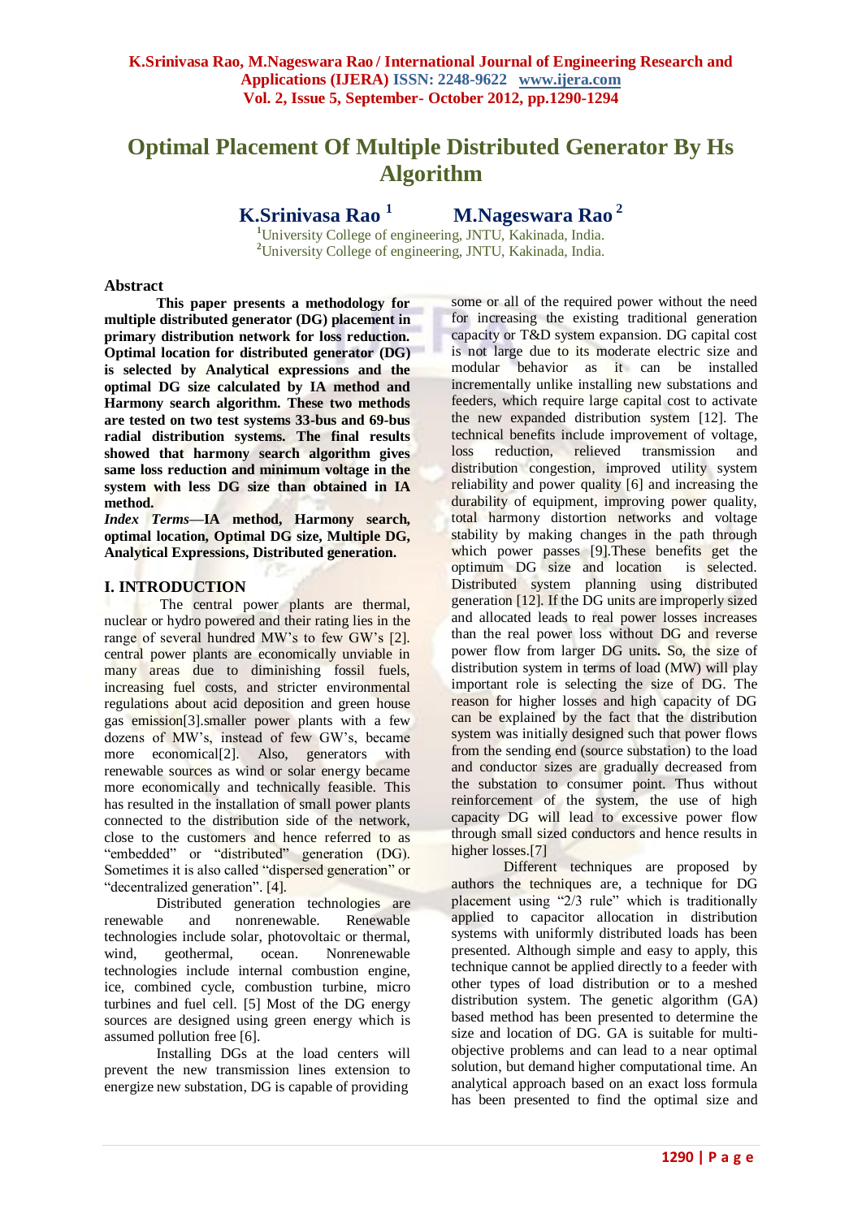# Optimal Placement Of Multiple Distributed Generator By Hs Algorithm

**K.Srinivasa Rao [1]** **M.Nageswara Rao [2]**

[1]University College of engineering, JNTU, Kakinada, India.
[2]University College of engineering, JNTU, Kakinada, India.

## Abstract

**This paper presents a methodology for multiple distributed generator (DG) placement in primary distribution network for loss reduction. Optimal location for distributed generator (DG) is selected by Analytical expressions and the optimal DG size calculated by IA method and Harmony search algorithm. These two methods are tested on two test systems 33-bus and 69-bus radial distribution systems. The final results showed that harmony search algorithm gives same loss reduction and minimum voltage in the system with less DG size than obtained in IA method.**

***Index Terms*—IA method, Harmony search, optimal location, Optimal DG size, Multiple DG, Analytical Expressions, Distributed generation.**

## I. INTRODUCTION

The central power plants are thermal, nuclear or hydro powered and their rating lies in the range of several hundred MW's to few GW's [2]. central power plants are economically unviable in many areas due to diminishing fossil fuels, increasing fuel costs, and stricter environmental regulations about acid deposition and green house gas emission[3].smaller power plants with a few dozens of MW's, instead of few GW's, became more economical[2]. Also, generators with renewable sources as wind or solar energy became more economically and technically feasible. This has resulted in the installation of small power plants connected to the distribution side of the network, close to the customers and hence referred to as "embedded" or "distributed" generation (DG). Sometimes it is also called "dispersed generation" or "decentralized generation". [4].

Distributed generation technologies are renewable and nonrenewable. Renewable technologies include solar, photovoltaic or thermal, wind, geothermal, ocean. Nonrenewable technologies include internal combustion engine, ice, combined cycle, combustion turbine, micro turbines and fuel cell. [5] Most of the DG energy sources are designed using green energy which is assumed pollution free [6].

Installing DGs at the load centers will prevent the new transmission lines extension to energize new substation, DG is capable of providing some or all of the required power without the need for increasing the existing traditional generation capacity or T&D system expansion. DG capital cost is not large due to its moderate electric size and modular behavior as it can be installed incrementally unlike installing new substations and feeders, which require large capital cost to activate the new expanded distribution system [12]. The technical benefits include improvement of voltage, loss reduction, relieved transmission and distribution congestion, improved utility system reliability and power quality [6] and increasing the durability of equipment, improving power quality, total harmony distortion networks and voltage stability by making changes in the path through which power passes [9].These benefits get the optimum DG size and location is selected. Distributed system planning using distributed generation [12]. If the DG units are improperly sized and allocated leads to real power losses increases than the real power loss without DG and reverse power flow from larger DG units**.** So, the size of distribution system in terms of load (MW) will play important role is selecting the size of DG. The reason for higher losses and high capacity of DG can be explained by the fact that the distribution system was initially designed such that power flows from the sending end (source substation) to the load and conductor sizes are gradually decreased from the substation to consumer point. Thus without reinforcement of the system, the use of high capacity DG will lead to excessive power flow through small sized conductors and hence results in higher losses.[7]

Different techniques are proposed by authors the techniques are, a technique for DG placement using "2/3 rule" which is traditionally applied to capacitor allocation in distribution systems with uniformly distributed loads has been presented. Although simple and easy to apply, this technique cannot be applied directly to a feeder with other types of load distribution or to a meshed distribution system. The genetic algorithm (GA) based method has been presented to determine the size and location of DG. GA is suitable for multi-objective problems and can lead to a near optimal solution, but demand higher computational time. An analytical approach based on an exact loss formula has been presented to find the optimal size and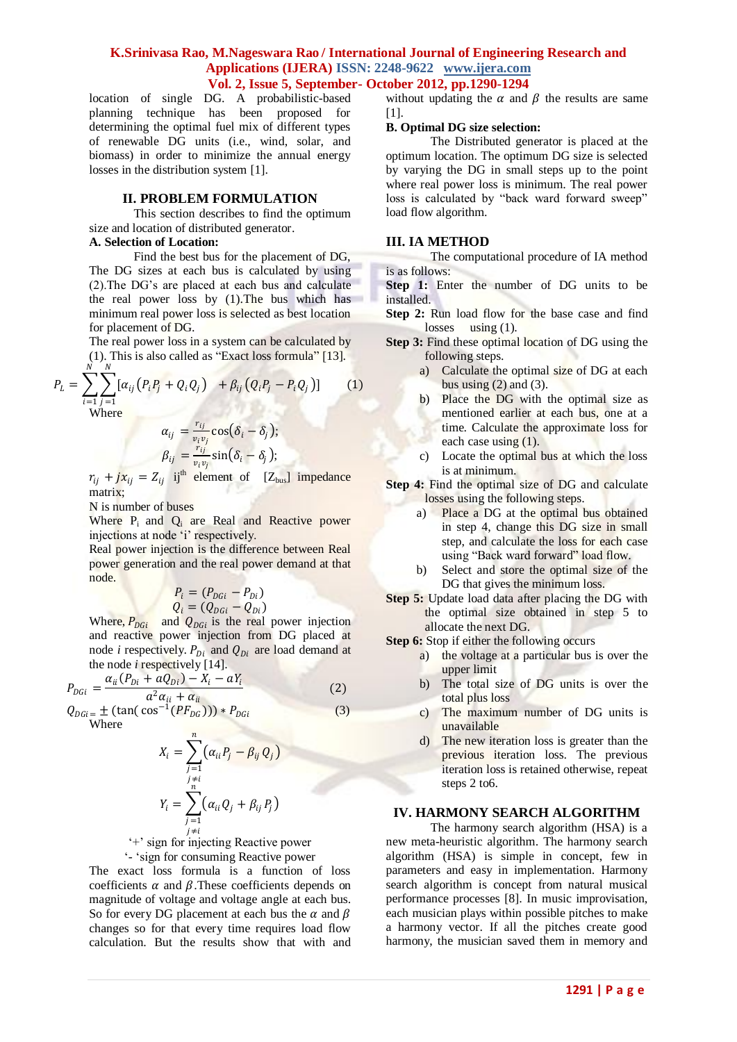location of single DG. A probabilistic-based planning technique has been proposed for determining the optimal fuel mix of different types of renewable DG units (i.e., wind, solar, and biomass) in order to minimize the annual energy losses in the distribution system [1].

## II. PROBLEM FORMULATION

This section describes to find the optimum size and location of distributed generator.

### A. Selection of Location:

Find the best bus for the placement of DG, The DG sizes at each bus is calculated by using (2).The DG's are placed at each bus and calculate the real power loss by (1).The bus which has minimum real power loss is selected as best location for placement of DG.

The real power loss in a system can be calculated by (1). This is also called as "Exact loss formula" [13].

$$P_L = \sum_{i=1}^{N}\sum_{j=1}^{N}[\alpha_{ij}\left(P_iP_j + Q_iQ_j\right) + \beta_{ij}\left(Q_iP_j - P_iQ_j\right)] \qquad (1)$$

Where

$$\alpha_{ij} = \frac{r_{ij}}{v_iv_j}\cos(\delta_i - \delta_j);$$
$$\beta_{ij} = \frac{r_{ij}}{v_iv_j}\sin(\delta_i - \delta_j);$$

$r_{ij} + jx_{ij} = Z_{ij}$ ij$^{th}$ element of [$Z_{bus}$] impedance matrix;

N is number of buses

Where $P_i$ and $Q_i$ are Real and Reactive power injections at node 'i' respectively.

Real power injection is the difference between Real power generation and the real power demand at that node.

$$P_i = (P_{DGi} - P_{Di})$$
$$Q_i = (Q_{DGi} - Q_{Di})$$

Where, $P_{DGi}$ and $Q_{DGi}$ is the real power injection and reactive power injection from DG placed at node $i$ respectively. $P_{Di}$ and $Q_{Di}$ are load demand at the node $i$ respectively [14].

$$P_{DGi} = \frac{\alpha_{ii}(P_{Di} + aQ_{Di}) - X_i - aY_i}{a^2\alpha_{ii} + \alpha_{ii}} \qquad (2)$$

$$Q_{DGi} = \pm\left(\tan\left(\cos^{-1}(PF_{DG})\right)\right) * P_{DGi} \qquad (3)$$

Where

$$X_i = \sum_{\substack{j=1\\j\neq i}}^{n}\left(\alpha_{ii}P_j - \beta_{ij}Q_j\right)$$

$$Y_i = \sum_{\substack{j=1\\j\neq i}}^{n}\left(\alpha_{ii}Q_j + \beta_{ij}P_j\right)$$

'+' sign for injecting Reactive power

'- 'sign for consuming Reactive power

The exact loss formula is a function of loss coefficients $\alpha$ and $\beta$.These coefficients depends on magnitude of voltage and voltage angle at each bus. So for every DG placement at each bus the $\alpha$ and $\beta$ changes so for that every time requires load flow calculation. But the results show that with and without updating the $\alpha$ and $\beta$ the results are same [1].

### B. Optimal DG size selection:

The Distributed generator is placed at the optimum location. The optimum DG size is selected by varying the DG in small steps up to the point where real power loss is minimum. The real power loss is calculated by "back ward forward sweep" load flow algorithm.

## III. IA METHOD

The computational procedure of IA method is as follows:

**Step 1:** Enter the number of DG units to be installed.

**Step 2:** Run load flow for the base case and find losses using (1).

**Step 3:** Find these optimal location of DG using the following steps.

a) Calculate the optimal size of DG at each bus using (2) and (3).

b) Place the DG with the optimal size as mentioned earlier at each bus, one at a time. Calculate the approximate loss for each case using (1).

c) Locate the optimal bus at which the loss is at minimum.

**Step 4:** Find the optimal size of DG and calculate losses using the following steps.

a) Place a DG at the optimal bus obtained in step 4, change this DG size in small step, and calculate the loss for each case using "Back ward forward" load flow.

b) Select and store the optimal size of the DG that gives the minimum loss.

**Step 5:** Update load data after placing the DG with the optimal size obtained in step 5 to allocate the next DG.

**Step 6:** Stop if either the following occurs

a) the voltage at a particular bus is over the upper limit

b) The total size of DG units is over the total plus loss

c) The maximum number of DG units is unavailable

d) The new iteration loss is greater than the previous iteration loss. The previous iteration loss is retained otherwise, repeat steps 2 to6.

## IV. HARMONY SEARCH ALGORITHM

The harmony search algorithm (HSA) is a new meta-heuristic algorithm. The harmony search algorithm (HSA) is simple in concept, few in parameters and easy in implementation. Harmony search algorithm is concept from natural musical performance processes [8]. In music improvisation, each musician plays within possible pitches to make a harmony vector. If all the pitches create good harmony, the musician saved them in memory and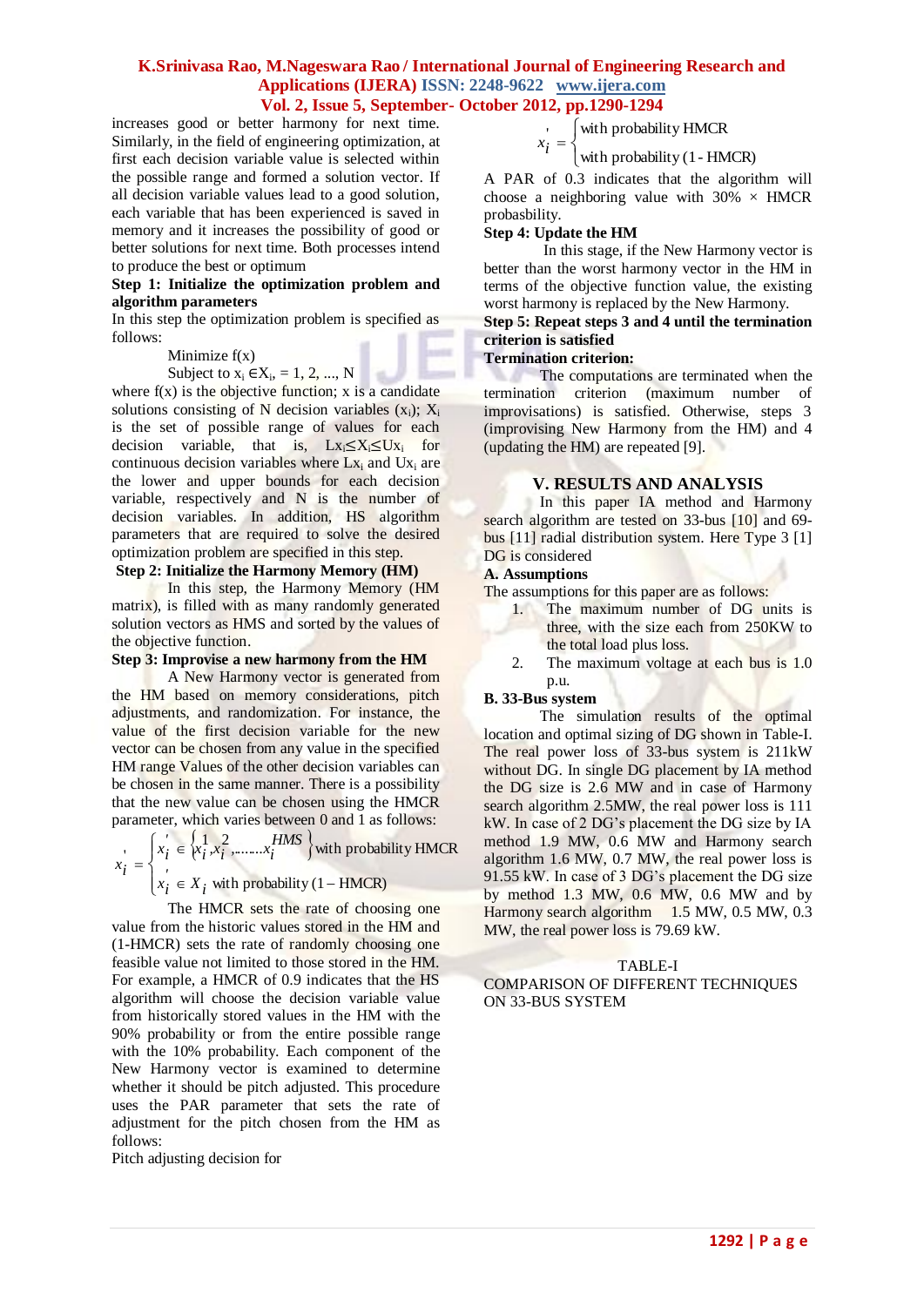increases good or better harmony for next time. Similarly, in the field of engineering optimization, at first each decision variable value is selected within the possible range and formed a solution vector. If all decision variable values lead to a good solution, each variable that has been experienced is saved in memory and it increases the possibility of good or better solutions for next time. Both processes intend to produce the best or optimum

**Step 1: Initialize the optimization problem and algorithm parameters**

In this step the optimization problem is specified as follows:

Minimize f(x)

Subject to $x_i \in X_i$, = 1, 2, ..., N

where f(x) is the objective function; x is a candidate solutions consisting of N decision variables ($x_i$); $X_i$ is the set of possible range of values for each decision variable, that is, $Lx_i \leq X_i \leq Ux_i$ for continuous decision variables where $Lx_i$ and $Ux_i$ are the lower and upper bounds for each decision variable, respectively and N is the number of decision variables. In addition, HS algorithm parameters that are required to solve the desired optimization problem are specified in this step.

**Step 2: Initialize the Harmony Memory (HM)**

In this step, the Harmony Memory (HM matrix), is filled with as many randomly generated solution vectors as HMS and sorted by the values of the objective function.

**Step 3: Improvise a new harmony from the HM**

A New Harmony vector is generated from the HM based on memory considerations, pitch adjustments, and randomization. For instance, the value of the first decision variable for the new vector can be chosen from any value in the specified HM range Values of the other decision variables can be chosen in the same manner. There is a possibility that the new value can be chosen using the HMCR parameter, which varies between 0 and 1 as follows:

$$x_i' = \begin{cases} x_i' \in \{x_i^1, x_i^2, \ldots\ldots x_i^{HMS}\} & \text{with probability HMCR} \\ x_i' \in X_i & \text{with probability (1 – HMCR)} \end{cases}$$

The HMCR sets the rate of choosing one value from the historic values stored in the HM and (1-HMCR) sets the rate of randomly choosing one feasible value not limited to those stored in the HM. For example, a HMCR of 0.9 indicates that the HS algorithm will choose the decision variable value from historically stored values in the HM with the 90% probability or from the entire possible range with the 10% probability. Each component of the New Harmony vector is examined to determine whether it should be pitch adjusted. This procedure uses the PAR parameter that sets the rate of adjustment for the pitch chosen from the HM as follows:

Pitch adjusting decision for

$$x_i' = \begin{cases} \text{with probability HMCR} \\ \text{with probability (1 - HMCR)} \end{cases}$$

A PAR of 0.3 indicates that the algorithm will choose a neighboring value with 30% × HMCR probasbility.

**Step 4: Update the HM**

In this stage, if the New Harmony vector is better than the worst harmony vector in the HM in terms of the objective function value, the existing worst harmony is replaced by the New Harmony.

**Step 5: Repeat steps 3 and 4 until the termination criterion is satisfied**

**Termination criterion:**

The computations are terminated when the termination criterion (maximum number of improvisations) is satisfied. Otherwise, steps 3 (improvising New Harmony from the HM) and 4 (updating the HM) are repeated [9].

## V. RESULTS AND ANALYSIS

In this paper IA method and Harmony search algorithm are tested on 33-bus [10] and 69-bus [11] radial distribution system. Here Type 3 [1] DG is considered

### A. Assumptions

The assumptions for this paper are as follows:

1. The maximum number of DG units is three, with the size each from 250KW to the total load plus loss.
2. The maximum voltage at each bus is 1.0 p.u.

### B. 33-Bus system

The simulation results of the optimal location and optimal sizing of DG shown in Table-I. The real power loss of 33-bus system is 211kW without DG. In single DG placement by IA method the DG size is 2.6 MW and in case of Harmony search algorithm 2.5MW, the real power loss is 111 kW. In case of 2 DG's placement the DG size by IA method 1.9 MW, 0.6 MW and Harmony search algorithm 1.6 MW, 0.7 MW, the real power loss is 91.55 kW. In case of 3 DG's placement the DG size by method 1.3 MW, 0.6 MW, 0.6 MW and by Harmony search algorithm 1.5 MW, 0.5 MW, 0.3 MW, the real power loss is 79.69 kW.

TABLE-I

COMPARISON OF DIFFERENT TECHNIQUES ON 33-BUS SYSTEM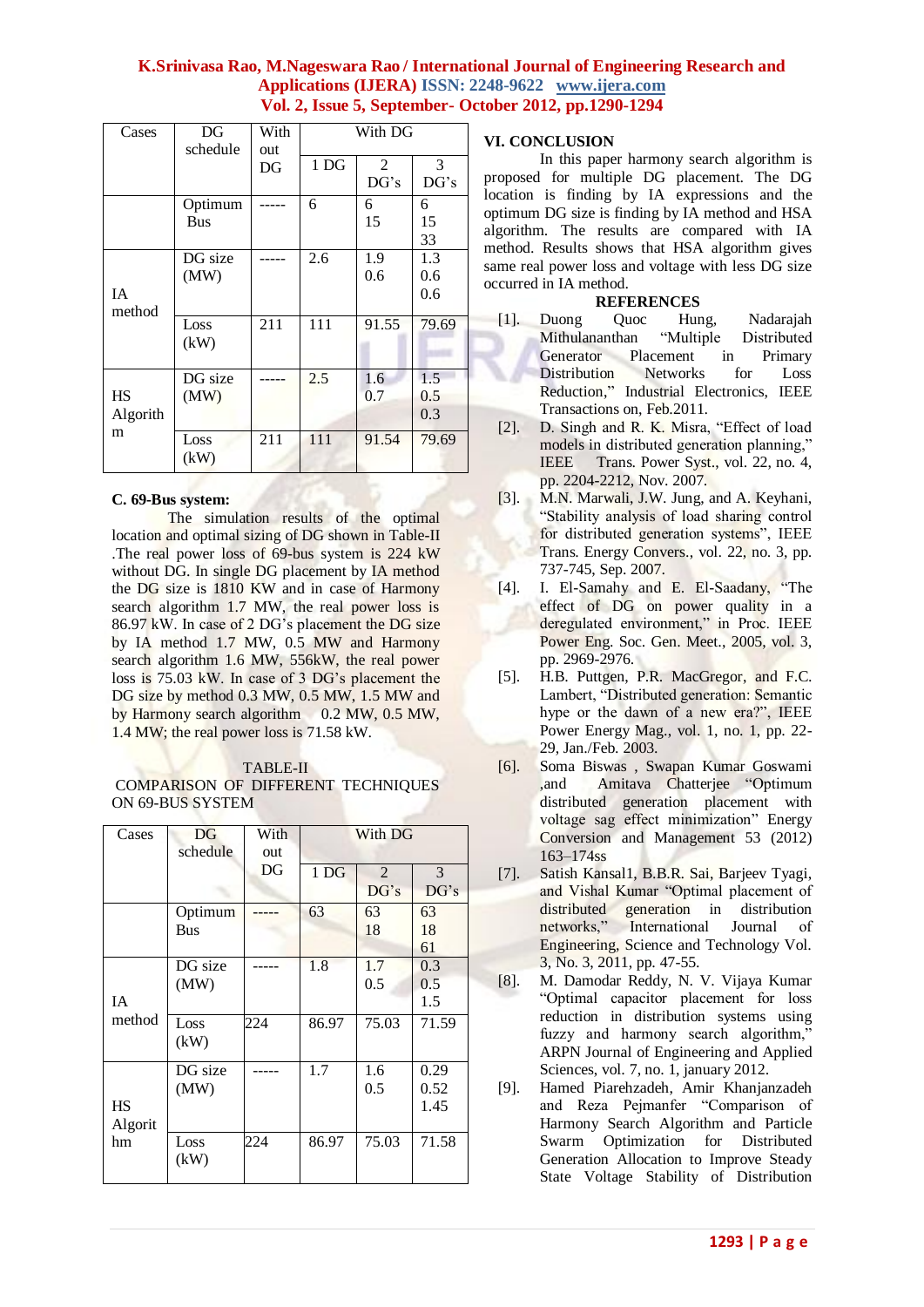| Cases | DG schedule | With out DG | With DG | | |
|---|---|---|---|---|---|
| | | | 1 DG | 2 DG's | 3 DG's |
| | Optimum Bus | ----- | 6 | 6<br>15 | 6<br>15<br>33 |
| IA method | DG size (MW) | ----- | 2.6 | 1.9<br>0.6 | 1.3<br>0.6<br>0.6 |
| | Loss (kW) | 211 | 111 | 91.55 | 79.69 |
| HS Algorithm | DG size (MW) | ----- | 2.5 | 1.6<br>0.7 | 1.5<br>0.5<br>0.3 |
| | Loss (kW) | 211 | 111 | 91.54 | 79.69 |

### C. 69-Bus system:

The simulation results of the optimal location and optimal sizing of DG shown in Table-II .The real power loss of 69-bus system is 224 kW without DG. In single DG placement by IA method the DG size is 1810 KW and in case of Harmony search algorithm 1.7 MW, the real power loss is 86.97 kW. In case of 2 DG's placement the DG size by IA method 1.7 MW, 0.5 MW and Harmony search algorithm 1.6 MW, 556kW, the real power loss is 75.03 kW. In case of 3 DG's placement the DG size by method 0.3 MW, 0.5 MW, 1.5 MW and by Harmony search algorithm 0.2 MW, 0.5 MW, 1.4 MW; the real power loss is 71.58 kW.

TABLE-II
COMPARISON OF DIFFERENT TECHNIQUES ON 69-BUS SYSTEM

| Cases | DG schedule | With out DG | With DG | | |
|---|---|---|---|---|---|
| | | | 1 DG | 2 DG's | 3 DG's |
| | Optimum Bus | ----- | 63 | 63<br>18 | 63<br>18<br>61 |
| IA method | DG size (MW) | ----- | 1.8 | 1.7<br>0.5 | 0.3<br>0.5<br>1.5 |
| | Loss (kW) | 224 | 86.97 | 75.03 | 71.59 |
| HS Algorithm | DG size (MW) | ----- | 1.7 | 1.6<br>0.5 | 0.29<br>0.52<br>1.45 |
| | Loss (kW) | 224 | 86.97 | 75.03 | 71.58 |

## VI. CONCLUSION

In this paper harmony search algorithm is proposed for multiple DG placement. The DG location is finding by IA expressions and the optimum DG size is finding by IA method and HSA algorithm. The results are compared with IA method. Results shows that HSA algorithm gives same real power loss and voltage with less DG size occurred in IA method.

## REFERENCES

[1]. Duong Quoc Hung, Nadarajah Mithulananthan "Multiple Distributed Generator Placement in Primary Distribution Networks for Loss Reduction," Industrial Electronics, IEEE Transactions on, Feb.2011.

[2]. D. Singh and R. K. Misra, "Effect of load models in distributed generation planning," IEEE Trans. Power Syst., vol. 22, no. 4, pp. 2204-2212, Nov. 2007.

[3]. M.N. Marwali, J.W. Jung, and A. Keyhani, "Stability analysis of load sharing control for distributed generation systems", IEEE Trans. Energy Convers., vol. 22, no. 3, pp. 737-745, Sep. 2007.

[4]. I. El-Samahy and E. El-Saadany, "The effect of DG on power quality in a deregulated environment," in Proc. IEEE Power Eng. Soc. Gen. Meet., 2005, vol. 3, pp. 2969-2976.

[5]. H.B. Puttgen, P.R. MacGregor, and F.C. Lambert, "Distributed generation: Semantic hype or the dawn of a new era?", IEEE Power Energy Mag., vol. 1, no. 1, pp. 22-29, Jan./Feb. 2003.

[6]. Soma Biswas , Swapan Kumar Goswami ,and Amitava Chatterjee "Optimum distributed generation placement with voltage sag effect minimization" Energy Conversion and Management 53 (2012) 163–174ss

[7]. Satish Kansal1, B.B.R. Sai, Barjeev Tyagi, and Vishal Kumar "Optimal placement of distributed generation in distribution networks," International Journal of Engineering, Science and Technology Vol. 3, No. 3, 2011, pp. 47-55.

[8]. M. Damodar Reddy, N. V. Vijaya Kumar "Optimal capacitor placement for loss reduction in distribution systems using fuzzy and harmony search algorithm," ARPN Journal of Engineering and Applied Sciences, vol. 7, no. 1, january 2012.

[9]. Hamed Piarehzadeh, Amir Khanjanzadeh and Reza Pejmanfer "Comparison of Harmony Search Algorithm and Particle Swarm Optimization for Distributed Generation Allocation to Improve Steady State Voltage Stability of Distribution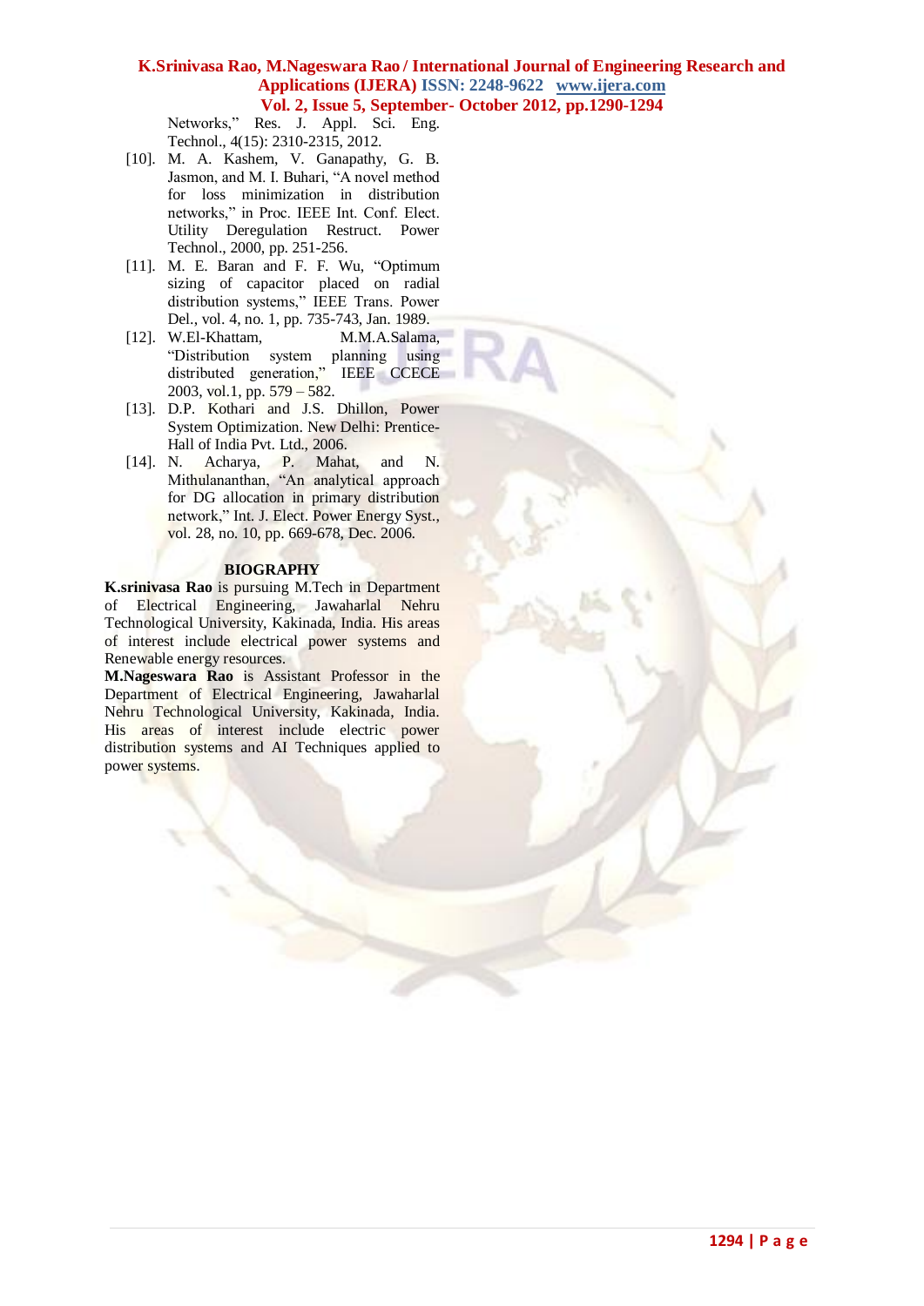Networks," Res. J. Appl. Sci. Eng. Technol., 4(15): 2310-2315, 2012.

[10]. M. A. Kashem, V. Ganapathy, G. B. Jasmon, and M. I. Buhari, "A novel method for loss minimization in distribution networks," in Proc. IEEE Int. Conf. Elect. Utility Deregulation Restruct. Power Technol., 2000, pp. 251-256.

[11]. M. E. Baran and F. F. Wu, "Optimum sizing of capacitor placed on radial distribution systems," IEEE Trans. Power Del., vol. 4, no. 1, pp. 735-743, Jan. 1989.

[12]. W.El-Khattam, M.M.A.Salama, "Distribution system planning using distributed generation," IEEE CCECE 2003, vol.1, pp. 579 – 582.

[13]. D.P. Kothari and J.S. Dhillon, Power System Optimization. New Delhi: Prentice-Hall of India Pvt. Ltd., 2006.

[14]. N. Acharya, P. Mahat, and N. Mithulananthan, "An analytical approach for DG allocation in primary distribution network," Int. J. Elect. Power Energy Syst., vol. 28, no. 10, pp. 669-678, Dec. 2006.

## BIOGRAPHY

**K.srinivasa Rao** is pursuing M.Tech in Department of Electrical Engineering, Jawaharlal Nehru Technological University, Kakinada, India. His areas of interest include electrical power systems and Renewable energy resources.

**M.Nageswara Rao** is Assistant Professor in the Department of Electrical Engineering, Jawaharlal Nehru Technological University, Kakinada, India. His areas of interest include electric power distribution systems and AI Techniques applied to power systems.